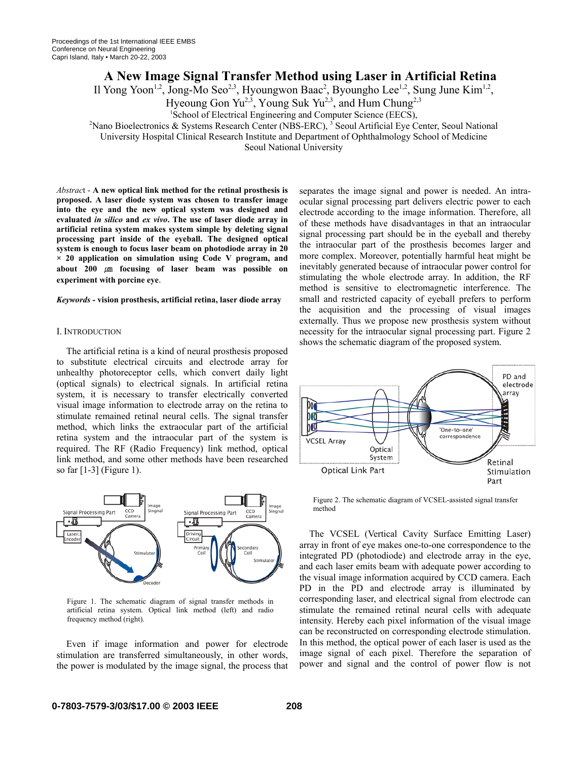# A New Image Signal Transfer Method using Laser in Artificial Retina

Il Yong Yoon[1,2], Jong-Mo Seo[2,3], Hyoungwon Baac[2], Byoungho Lee[1,2], Sung June Kim[1,2], Hyeoung Gon Yu[2,3], Young Suk Yu[2,3], and Hum Chung[2,3]

[1]School of Electrical Engineering and Computer Science (EECS),
[2]Nano Bioelectronics & Systems Research Center (NBS-ERC), [3] Seoul Artificial Eye Center, Seoul National University Hospital Clinical Research Institute and Department of Ophthalmology School of Medicine
Seoul National University

*Abstract* - **A new optical link method for the retinal prosthesis is proposed. A laser diode system was chosen to transfer image into the eye and the new optical system was designed and evaluated *in silico* and *ex vivo*. The use of laser diode array in artificial retina system makes system simple by deleting signal processing part inside of the eyeball. The designed optical system is enough to focus laser beam on photodiode array in 20 × 20 application on simulation using Code V program, and about 200 ㎛ focusing of laser beam was possible on experiment with porcine eye**.

***Keywords* - vision prosthesis, artificial retina, laser diode array**

## I. Introduction

The artificial retina is a kind of neural prosthesis proposed to substitute electrical circuits and electrode array for unhealthy photoreceptor cells, which convert daily light (optical signals) to electrical signals. In artificial retina system, it is necessary to transfer electrically converted visual image information to electrode array on the retina to stimulate remained retinal neural cells. The signal transfer method, which links the extraocular part of the artificial retina system and the intraocular part of the system is required. The RF (Radio Frequency) link method, optical link method, and some other methods have been researched so far [1-3] (Figure 1).

Figure 1. The schematic diagram of signal transfer methods in artificial retina system. Optical link method (left) and radio frequency method (right).

Even if image information and power for electrode stimulation are transferred simultaneously, in other words, the power is modulated by the image signal, the process that separates the image signal and power is needed. An intraocular signal processing part delivers electric power to each electrode according to the image information. Therefore, all of these methods have disadvantages in that an intraocular signal processing part should be in the eyeball and thereby the intraocular part of the prosthesis becomes larger and more complex. Moreover, potentially harmful heat might be inevitably generated because of intraocular power control for stimulating the whole electrode array. In addition, the RF method is sensitive to electromagnetic interference. The small and restricted capacity of eyeball prefers to perform the acquisition and the processing of visual images externally. Thus we propose new prosthesis system without necessity for the intraocular signal processing part. Figure 2 shows the schematic diagram of the proposed system.

Figure 2. The schematic diagram of VCSEL-assisted signal transfer method

The VCSEL (Vertical Cavity Surface Emitting Laser) array in front of eye makes one-to-one correspondence to the integrated PD (photodiode) and electrode array in the eye, and each laser emits beam with adequate power according to the visual image information acquired by CCD camera. Each PD in the PD and electrode array is illuminated by corresponding laser, and electrical signal from electrode can stimulate the remained retinal neural cells with adequate intensity. Hereby each pixel information of the visual image can be reconstructed on corresponding electrode stimulation. In this method, the optical power of each laser is used as the image signal of each pixel. Therefore the separation of power and signal and the control of power flow is not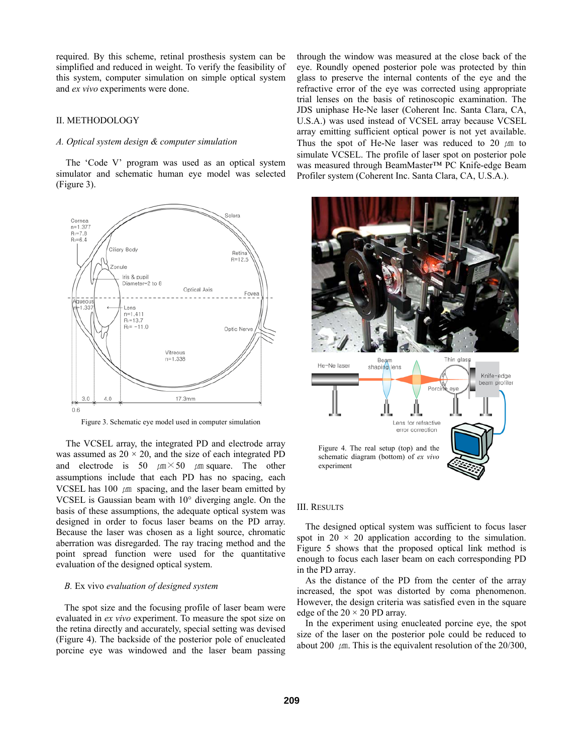required. By this scheme, retinal prosthesis system can be simplified and reduced in weight. To verify the feasibility of this system, computer simulation on simple optical system and *ex vivo* experiments were done.

## II. METHODOLOGY

### *A. Optical system design & computer simulation*

The 'Code V' program was used as an optical system simulator and schematic human eye model was selected (Figure 3).

Figure 3. Schematic eye model used in computer simulation

The VCSEL array, the integrated PD and electrode array was assumed as 20 × 20, and the size of each integrated PD and electrode is 50 ㎛×50 ㎛ square. The other assumptions include that each PD has no spacing, each VCSEL has 100 ㎛ spacing, and the laser beam emitted by VCSEL is Gaussian beam with 10° diverging angle. On the basis of these assumptions, the adequate optical system was designed in order to focus laser beams on the PD array. Because the laser was chosen as a light source, chromatic aberration was disregarded. The ray tracing method and the point spread function were used for the quantitative evaluation of the designed optical system.

### B. Ex vivo *evaluation of designed system*

The spot size and the focusing profile of laser beam were evaluated in *ex vivo* experiment. To measure the spot size on the retina directly and accurately, special setting was devised (Figure 4). The backside of the posterior pole of enucleated porcine eye was windowed and the laser beam passing through the window was measured at the close back of the eye. Roundly opened posterior pole was protected by thin glass to preserve the internal contents of the eye and the refractive error of the eye was corrected using appropriate trial lenses on the basis of retinoscopic examination. The JDS uniphase He-Ne laser (Coherent Inc. Santa Clara, CA, U.S.A.) was used instead of VCSEL array because VCSEL array emitting sufficient optical power is not yet available. Thus the spot of He-Ne laser was reduced to 20 ㎛ to simulate VCSEL. The profile of laser spot on posterior pole was measured through BeamMaster™ PC Knife-edge Beam Profiler system (Coherent Inc. Santa Clara, CA, U.S.A.).

Figure 4. The real setup (top) and the schematic diagram (bottom) of *ex vivo* experiment

## III. RESULTS

The designed optical system was sufficient to focus laser spot in 20 × 20 application according to the simulation. Figure 5 shows that the proposed optical link method is enough to focus each laser beam on each corresponding PD in the PD array.

As the distance of the PD from the center of the array increased, the spot was distorted by coma phenomenon. However, the design criteria was satisfied even in the square edge of the 20 × 20 PD array.

In the experiment using enucleated porcine eye, the spot size of the laser on the posterior pole could be reduced to about 200 ㎛. This is the equivalent resolution of the 20/300,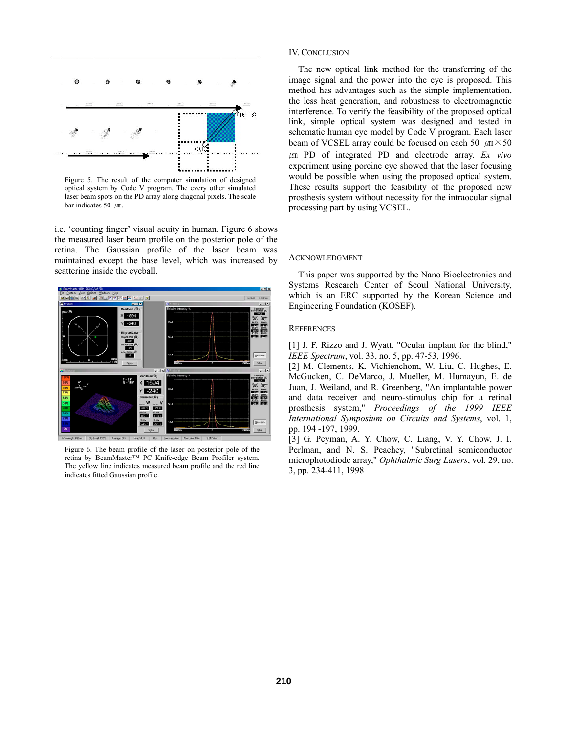(16,16)

(0,0)

Figure 5. The result of the computer simulation of designed optical system by Code V program. The every other simulated laser beam spots on the PD array along diagonal pixels. The scale bar indicates 50 ㎛.

i.e. 'counting finger' visual acuity in human. Figure 6 shows the measured laser beam profile on the posterior pole of the retina. The Gaussian profile of the laser beam was maintained except the base level, which was increased by scattering inside the eyeball.

Figure 6. The beam profile of the laser on posterior pole of the retina by BeamMaster™ PC Knife-edge Beam Profiler system. The yellow line indicates measured beam profile and the red line indicates fitted Gaussian profile.

## IV. Conclusion

The new optical link method for the transferring of the image signal and the power into the eye is proposed. This method has advantages such as the simple implementation, the less heat generation, and robustness to electromagnetic interference. To verify the feasibility of the proposed optical link, simple optical system was designed and tested in schematic human eye model by Code V program. Each laser beam of VCSEL array could be focused on each 50 ㎛×50 ㎛ PD of integrated PD and electrode array. *Ex vivo* experiment using porcine eye showed that the laser focusing would be possible when using the proposed optical system. These results support the feasibility of the proposed new prosthesis system without necessity for the intraocular signal processing part by using VCSEL.

## Acknowledgment

This paper was supported by the Nano Bioelectronics and Systems Research Center of Seoul National University, which is an ERC supported by the Korean Science and Engineering Foundation (KOSEF).

## References

[1] J. F. Rizzo and J. Wyatt, "Ocular implant for the blind," *IEEE Spectrum*, vol. 33, no. 5, pp. 47-53, 1996.

[2] M. Clements, K. Vichienchom, W. Liu, C. Hughes, E. McGucken, C. DeMarco, J. Mueller, M. Humayun, E. de Juan, J. Weiland, and R. Greenberg, "An implantable power and data receiver and neuro-stimulus chip for a retinal prosthesis system," *Proceedings of the 1999 IEEE International Symposium on Circuits and Systems*, vol. 1, pp. 194 -197, 1999.

[3] G. Peyman, A. Y. Chow, C. Liang, V. Y. Chow, J. I. Perlman, and N. S. Peachey, "Subretinal semiconductor microphotodiode array," *Ophthalmic Surg Lasers*, vol. 29, no. 3, pp. 234-411, 1998